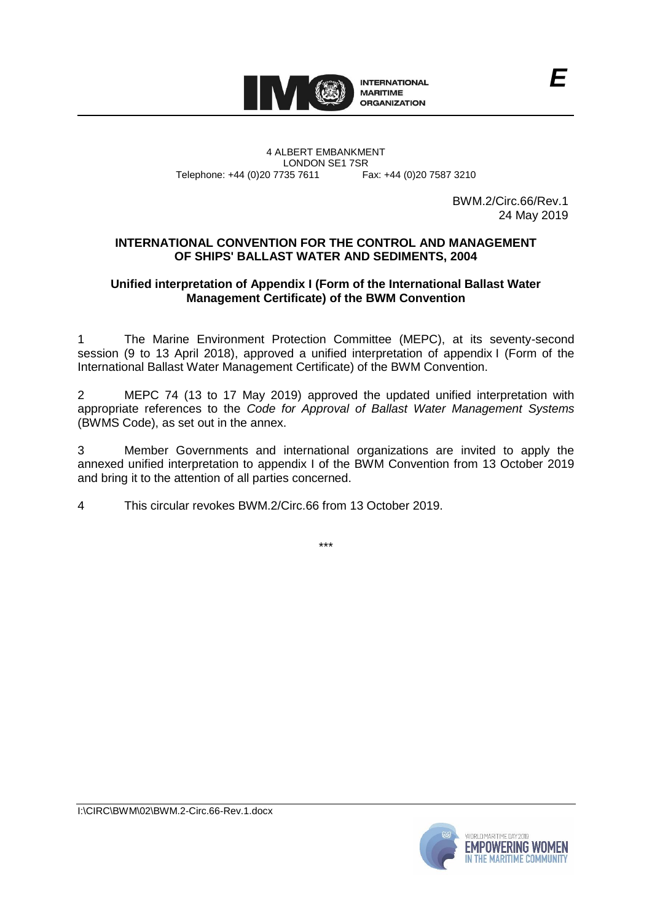INTERNATIONAL MARITIME ORGANIZATION

E

4 ALBERT EMBANKMENT
LONDON SE1 7SR
Telephone: +44 (0)20 7735 7611 Fax: +44 (0)20 7587 3210

BWM.2/Circ.66/Rev.1
24 May 2019

**INTERNATIONAL CONVENTION FOR THE CONTROL AND MANAGEMENT OF SHIPS' BALLAST WATER AND SEDIMENTS, 2004**

**Unified interpretation of Appendix I (Form of the International Ballast Water Management Certificate) of the BWM Convention**

1 The Marine Environment Protection Committee (MEPC), at its seventy-second session (9 to 13 April 2018), approved a unified interpretation of appendix I (Form of the International Ballast Water Management Certificate) of the BWM Convention.

2 MEPC 74 (13 to 17 May 2019) approved the updated unified interpretation with appropriate references to the *Code for Approval of Ballast Water Management Systems* (BWMS Code), as set out in the annex.

3 Member Governments and international organizations are invited to apply the annexed unified interpretation to appendix I of the BWM Convention from 13 October 2019 and bring it to the attention of all parties concerned.

4 This circular revokes BWM.2/Circ.66 from 13 October 2019.

\*\*\*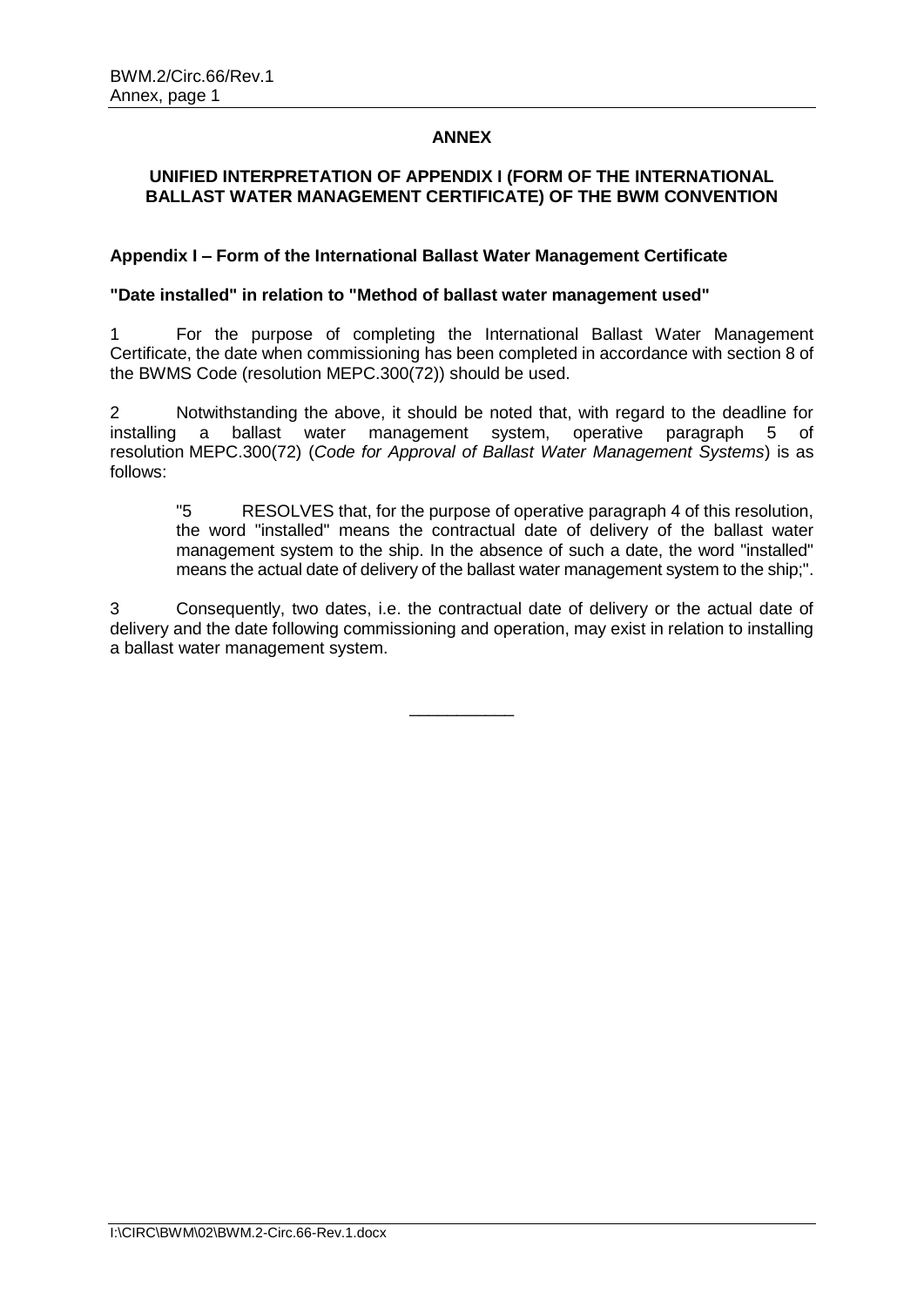**ANNEX**

**UNIFIED INTERPRETATION OF APPENDIX I (FORM OF THE INTERNATIONAL BALLAST WATER MANAGEMENT CERTIFICATE) OF THE BWM CONVENTION**

**Appendix I – Form of the International Ballast Water Management Certificate**

**"Date installed" in relation to "Method of ballast water management used"**

1 For the purpose of completing the International Ballast Water Management Certificate, the date when commissioning has been completed in accordance with section 8 of the BWMS Code (resolution MEPC.300(72)) should be used.

2 Notwithstanding the above, it should be noted that, with regard to the deadline for installing a ballast water management system, operative paragraph 5 of resolution MEPC.300(72) (*Code for Approval of Ballast Water Management Systems*) is as follows:

> "5 RESOLVES that, for the purpose of operative paragraph 4 of this resolution, the word "installed" means the contractual date of delivery of the ballast water management system to the ship. In the absence of such a date, the word "installed" means the actual date of delivery of the ballast water management system to the ship;".

3 Consequently, two dates, i.e. the contractual date of delivery or the actual date of delivery and the date following commissioning and operation, may exist in relation to installing a ballast water management system.

___________